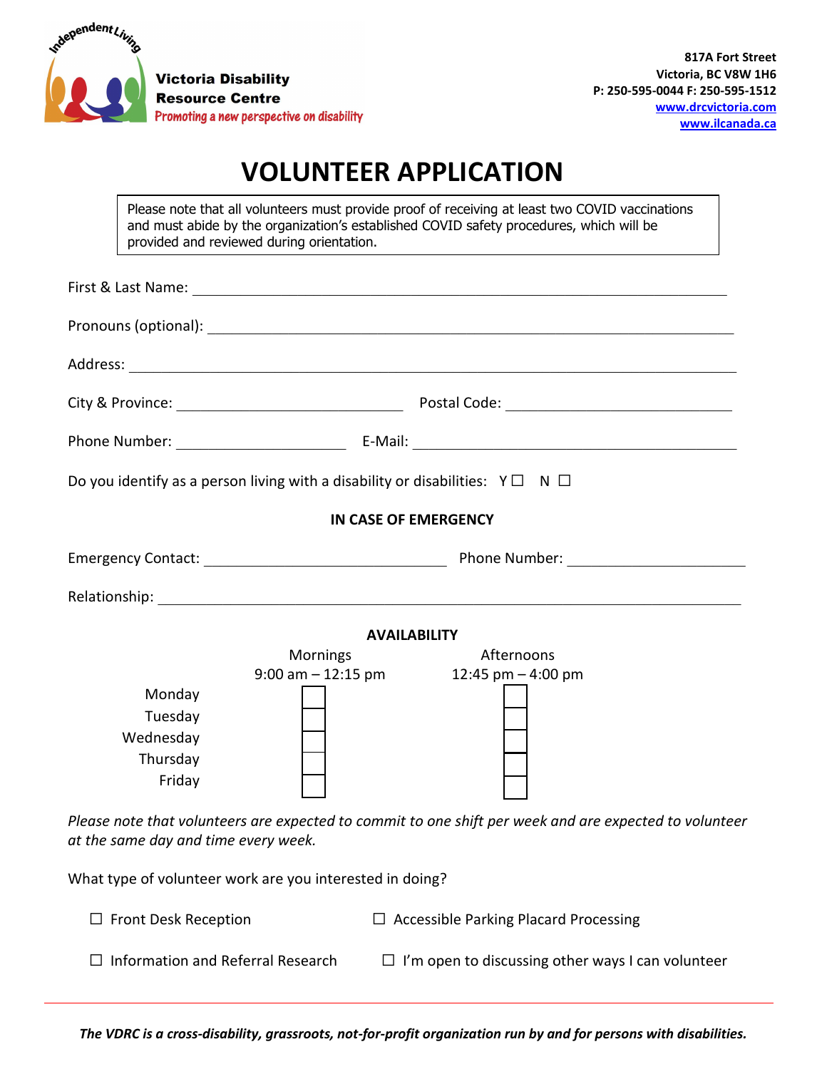Victoria Disability Resource Centre
*Promoting a new perspective on disability*

**817A Fort Street**
**Victoria, BC V8W 1H6**
**P: 250-595-0044 F: 250-595-1512**
**www.drcvictoria.com**
**www.ilcanada.ca**

# VOLUNTEER APPLICATION

Please note that all volunteers must provide proof of receiving at least two COVID vaccinations and must abide by the organization's established COVID safety procedures, which will be provided and reviewed during orientation.

First & Last Name: ______________________________

Pronouns (optional): ______________________________

Address: ______________________________

City & Province: ____________________ Postal Code: ____________________

Phone Number: ____________________ E-Mail: ____________________

Do you identify as a person living with a disability or disabilities: Y ☐ N ☐

**IN CASE OF EMERGENCY**

Emergency Contact: ____________________ Phone Number: ____________________

Relationship: ______________________________

**AVAILABILITY**

| | Mornings 9:00 am – 12:15 pm | Afternoons 12:45 pm – 4:00 pm |
|---|---|---|
| Monday | ☐ | ☐ |
| Tuesday | ☐ | ☐ |
| Wednesday | ☐ | ☐ |
| Thursday | ☐ | ☐ |
| Friday | ☐ | ☐ |

*Please note that volunteers are expected to commit to one shift per week and are expected to volunteer at the same day and time every week.*

What type of volunteer work are you interested in doing?

☐ Front Desk Reception

☐ Accessible Parking Placard Processing

☐ Information and Referral Research

☐ I'm open to discussing other ways I can volunteer

***The VDRC is a cross-disability, grassroots, not-for-profit organization run by and for persons with disabilities.***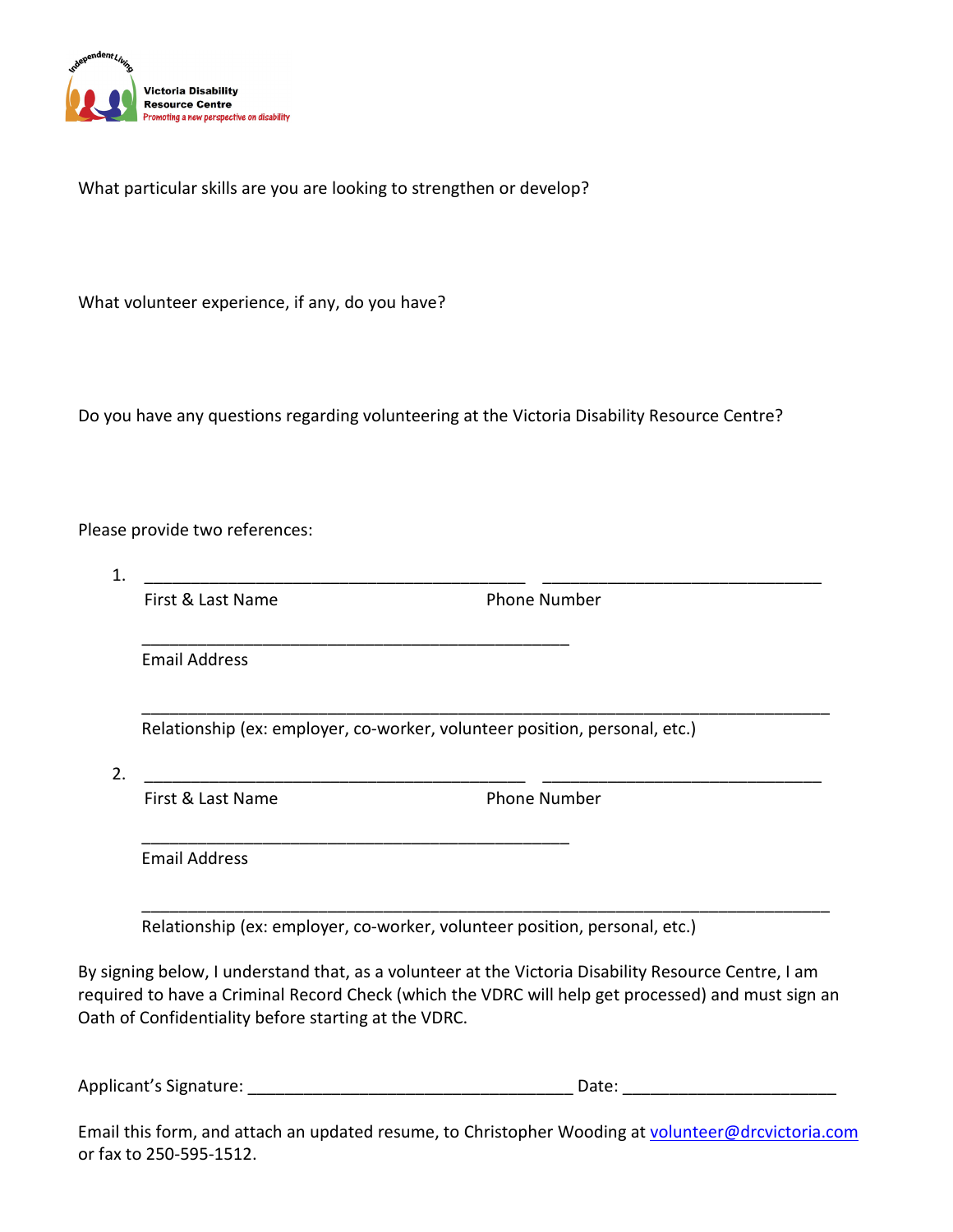Victoria Disability Resource Centre
Promoting a new perspective on disability

What particular skills are you are looking to strengthen or develop?

What volunteer experience, if any, do you have?

Do you have any questions regarding volunteering at the Victoria Disability Resource Centre?

Please provide two references:

1. ________________________________________ ____________________________
   First & Last Name                                                   Phone Number

   ____________________________________________
   Email Address

   ______________________________________________________________________
   Relationship (ex: employer, co-worker, volunteer position, personal, etc.)

2. ________________________________________ ____________________________
   First & Last Name                                                   Phone Number

   ____________________________________________
   Email Address

   ______________________________________________________________________
   Relationship (ex: employer, co-worker, volunteer position, personal, etc.)

By signing below, I understand that, as a volunteer at the Victoria Disability Resource Centre, I am required to have a Criminal Record Check (which the VDRC will help get processed) and must sign an Oath of Confidentiality before starting at the VDRC.

Applicant's Signature: ________________________________ Date: ____________________

Email this form, and attach an updated resume, to Christopher Wooding at volunteer@drcvictoria.com or fax to 250-595-1512.